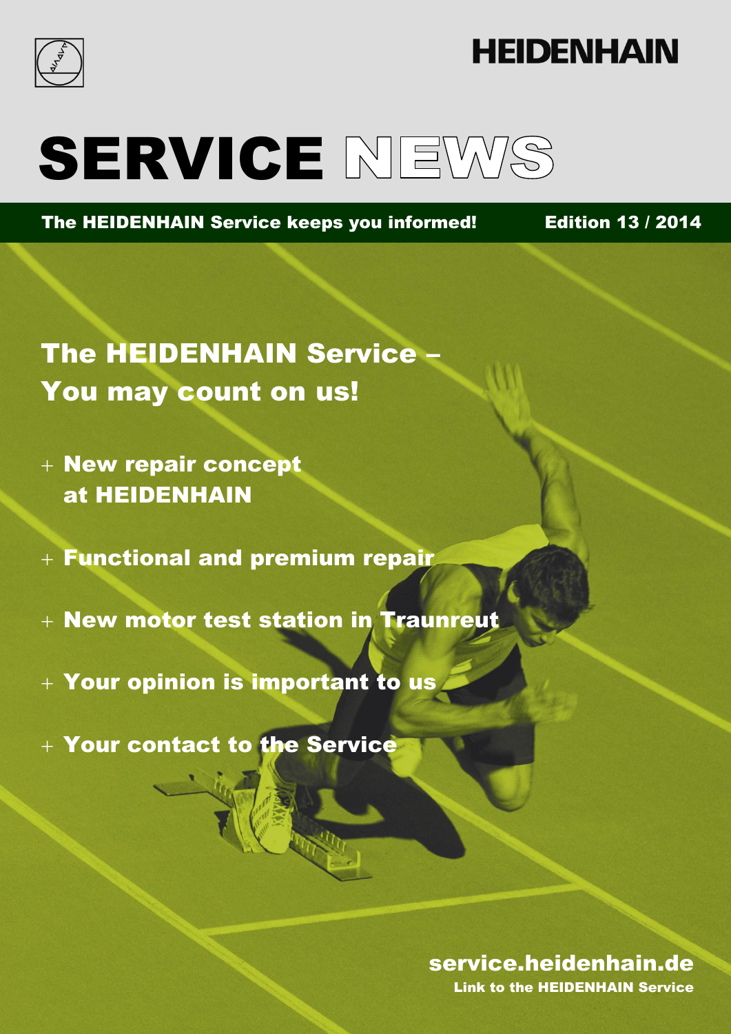HEIDENHAIN

# SERVICE NEWS

**The HEIDENHAIN Service keeps you informed!** **Edition 13 / 2014**

## The HEIDENHAIN Service – You may count on us!

+ **New repair concept at HEIDENHAIN**
+ **Functional and premium repair**
+ **New motor test station in Traunreut**
+ **Your opinion is important to us**
+ **Your contact to the Service**

**service.heidenhain.de**
**Link to the HEIDENHAIN Service**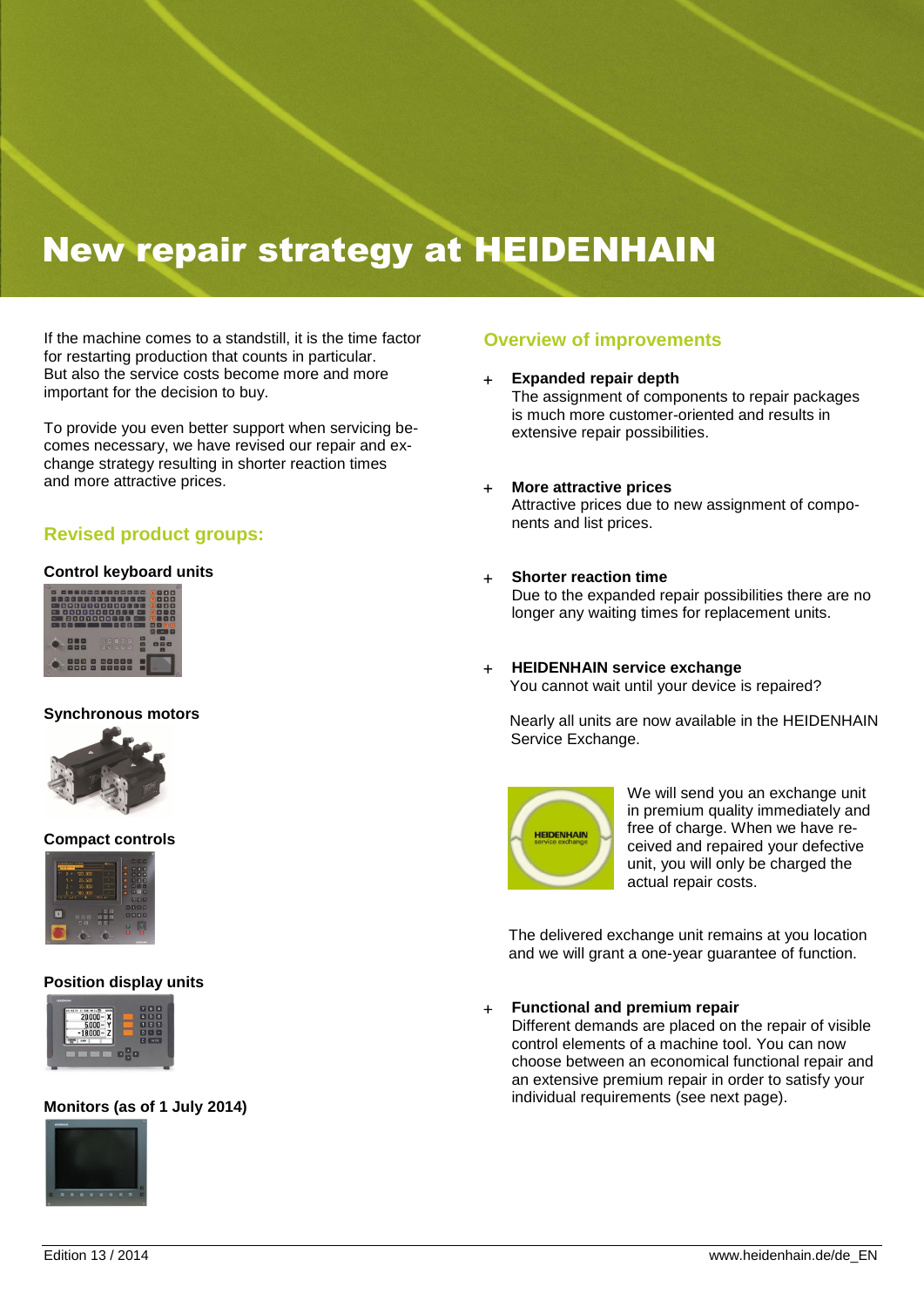# New repair strategy at HEIDENHAIN

If the machine comes to a standstill, it is the time factor for restarting production that counts in particular. But also the service costs become more and more important for the decision to buy.

To provide you even better support when servicing becomes necessary, we have revised our repair and exchange strategy resulting in shorter reaction times and more attractive prices.

## Revised product groups:

**Control keyboard units**

**Synchronous motors**

**Compact controls**

**Position display units**

**Monitors (as of 1 July 2014)**

## Overview of improvements

+ **Expanded repair depth**
  The assignment of components to repair packages is much more customer-oriented and results in extensive repair possibilities.

+ **More attractive prices**
  Attractive prices due to new assignment of components and list prices.

+ **Shorter reaction time**
  Due to the expanded repair possibilities there are no longer any waiting times for replacement units.

+ **HEIDENHAIN service exchange**
  You cannot wait until your device is repaired?

  Nearly all units are now available in the HEIDENHAIN Service Exchange.

  We will send you an exchange unit in premium quality immediately and free of charge. When we have received and repaired your defective unit, you will only be charged the actual repair costs.

  The delivered exchange unit remains at you location and we will grant a one-year guarantee of function.

+ **Functional and premium repair**
  Different demands are placed on the repair of visible control elements of a machine tool. You can now choose between an economical functional repair and an extensive premium repair in order to satisfy your individual requirements (see next page).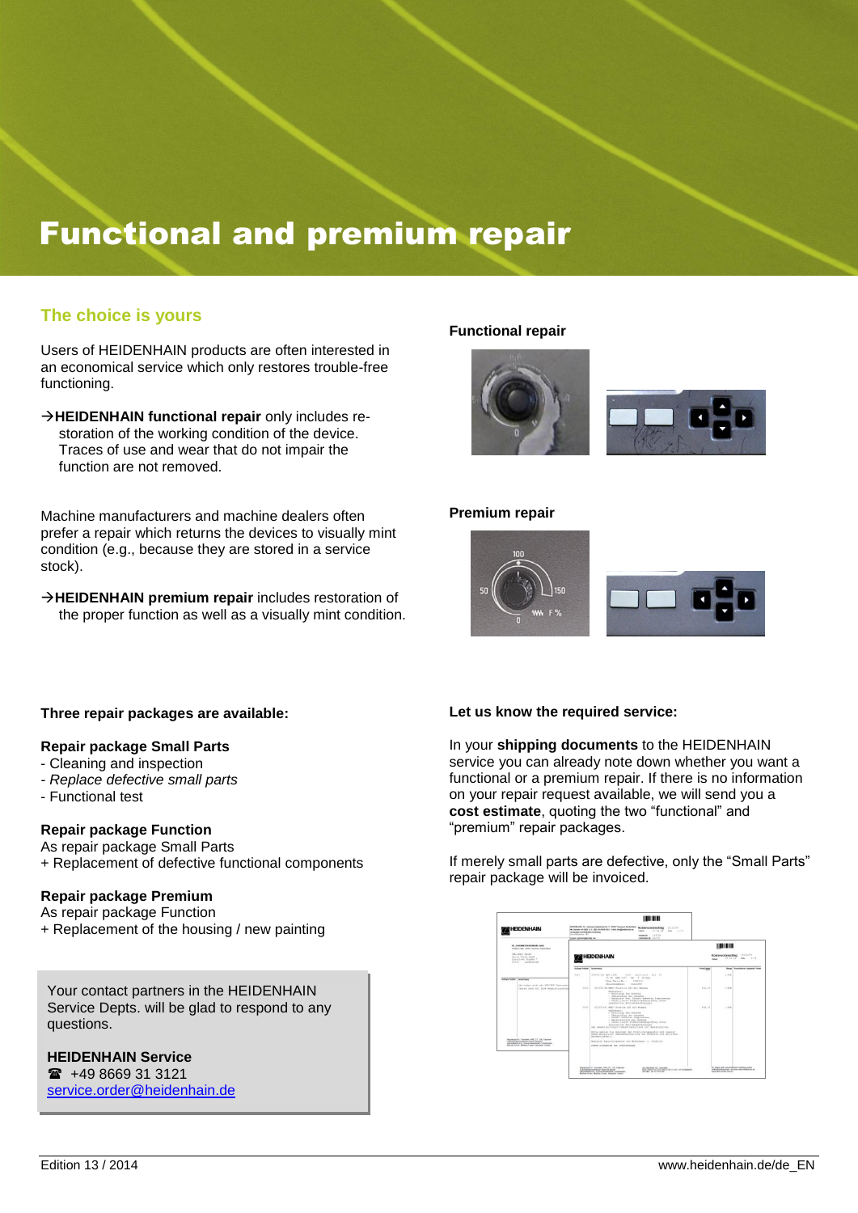# Functional and premium repair

## The choice is yours

Users of HEIDENHAIN products are often interested in an economical service which only restores trouble-free functioning.

→**HEIDENHAIN functional repair** only includes restoration of the working condition of the device. Traces of use and wear that do not impair the function are not removed.

Machine manufacturers and machine dealers often prefer a repair which returns the devices to visually mint condition (e.g., because they are stored in a service stock).

→**HEIDENHAIN premium repair** includes restoration of the proper function as well as a visually mint condition.

**Functional repair**

**Premium repair**

**Three repair packages are available:**

**Repair package Small Parts**
- Cleaning and inspection
- *Replace defective small parts*
- Functional test

**Repair package Function**
As repair package Small Parts
+ Replacement of defective functional components

**Repair package Premium**
As repair package Function
+ Replacement of the housing / new painting

Your contact partners in the HEIDENHAIN Service Depts. will be glad to respond to any questions.

**HEIDENHAIN Service**
☎ +49 8669 31 3121
service.order@heidenhain.de

**Let us know the required service:**

In your **shipping documents** to the HEIDENHAIN service you can already note down whether you want a functional or a premium repair. If there is no information on your repair request available, we will send you a **cost estimate**, quoting the two "functional" and "premium" repair packages.

If merely small parts are defective, only the "Small Parts" repair package will be invoiced.

Edition 13 / 2014 www.heidenhain.de/de_EN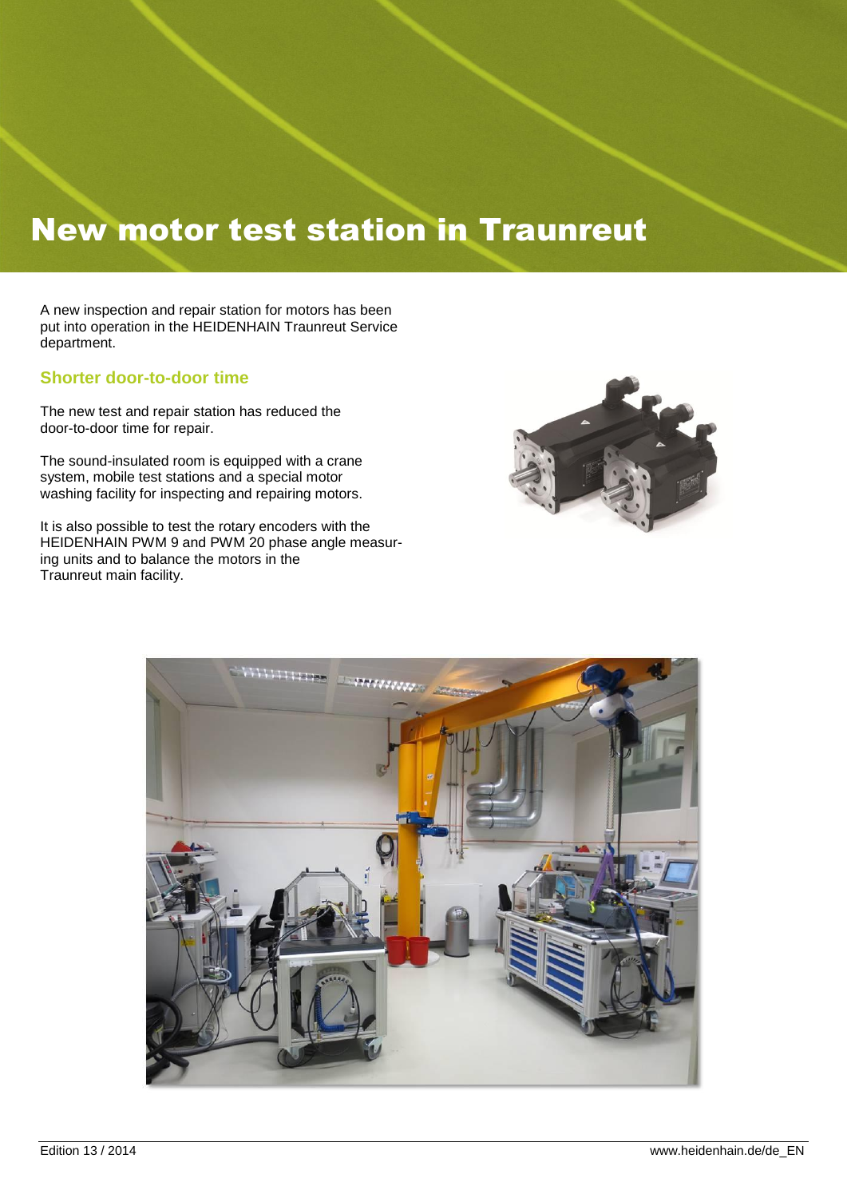# New motor test station in Traunreut

A new inspection and repair station for motors has been put into operation in the HEIDENHAIN Traunreut Service department.

## Shorter door-to-door time

The new test and repair station has reduced the door-to-door time for repair.

The sound-insulated room is equipped with a crane system, mobile test stations and a special motor washing facility for inspecting and repairing motors.

It is also possible to test the rotary encoders with the HEIDENHAIN PWM 9 and PWM 20 phase angle measuring units and to balance the motors in the Traunreut main facility.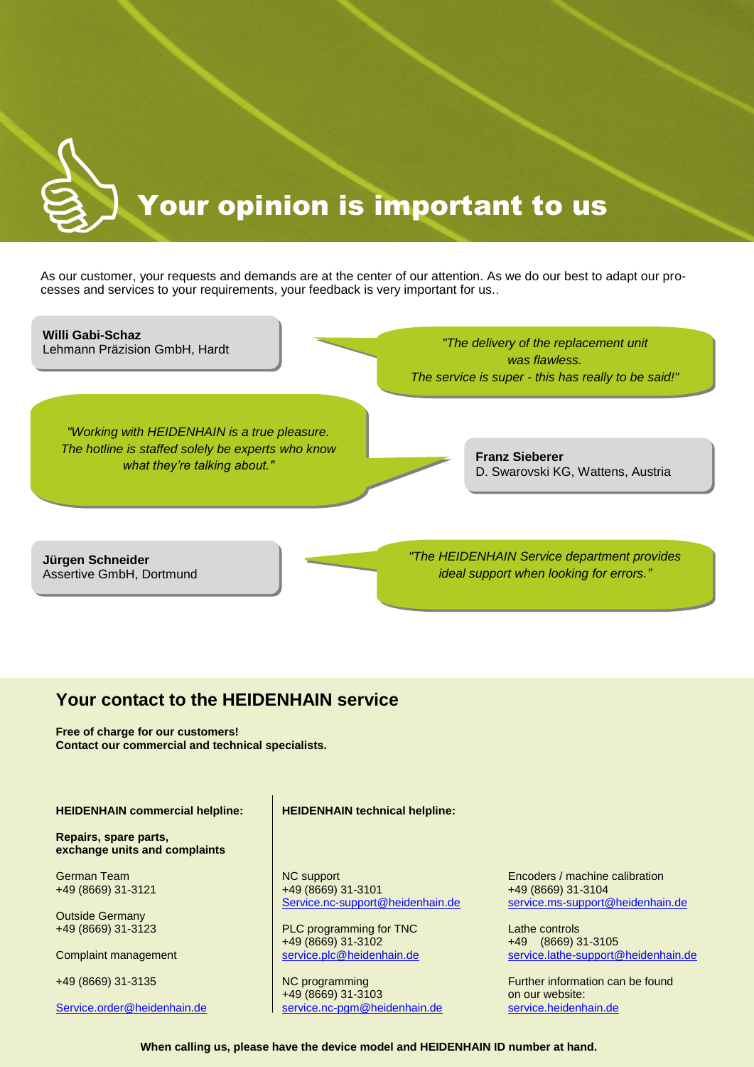# Your opinion is important to us

As our customer, your requests and demands are at the center of our attention. As we do our best to adapt our processes and services to your requirements, your feedback is very important for us..

**Willi Gabi-Schaz**
Lehmann Präzision GmbH, Hardt

*"The delivery of the replacement unit was flawless. The service is super - this has really to be said!"*

*"Working with HEIDENHAIN is a true pleasure. The hotline is staffed solely be experts who know what they're talking about."*

**Franz Sieberer**
D. Swarovski KG, Wattens, Austria

**Jürgen Schneider**
Assertive GmbH, Dortmund

*"The HEIDENHAIN Service department provides ideal support when looking for errors."*

## Your contact to the HEIDENHAIN service

**Free of charge for our customers!**
**Contact our commercial and technical specialists.**

**HEIDENHAIN commercial helpline:**

**Repairs, spare parts, exchange units and complaints**

German Team
+49 (8669) 31-3121

Outside Germany
+49 (8669) 31-3123

Complaint management

+49 (8669) 31-3135

Service.order@heidenhain.de

**HEIDENHAIN technical helpline:**

NC support
+49 (8669) 31-3101
Service.nc-support@heidenhain.de

PLC programming for TNC
+49 (8669) 31-3102
service.plc@heidenhain.de

NC programming
+49 (8669) 31-3103
service.nc-pgm@heidenhain.de

Encoders / machine calibration
+49 (8669) 31-3104
service.ms-support@heidenhain.de

Lathe controls
+49 (8669) 31-3105
service.lathe-support@heidenhain.de

Further information can be found on our website:
service.heidenhain.de

**When calling us, please have the device model and HEIDENHAIN ID number at hand.**